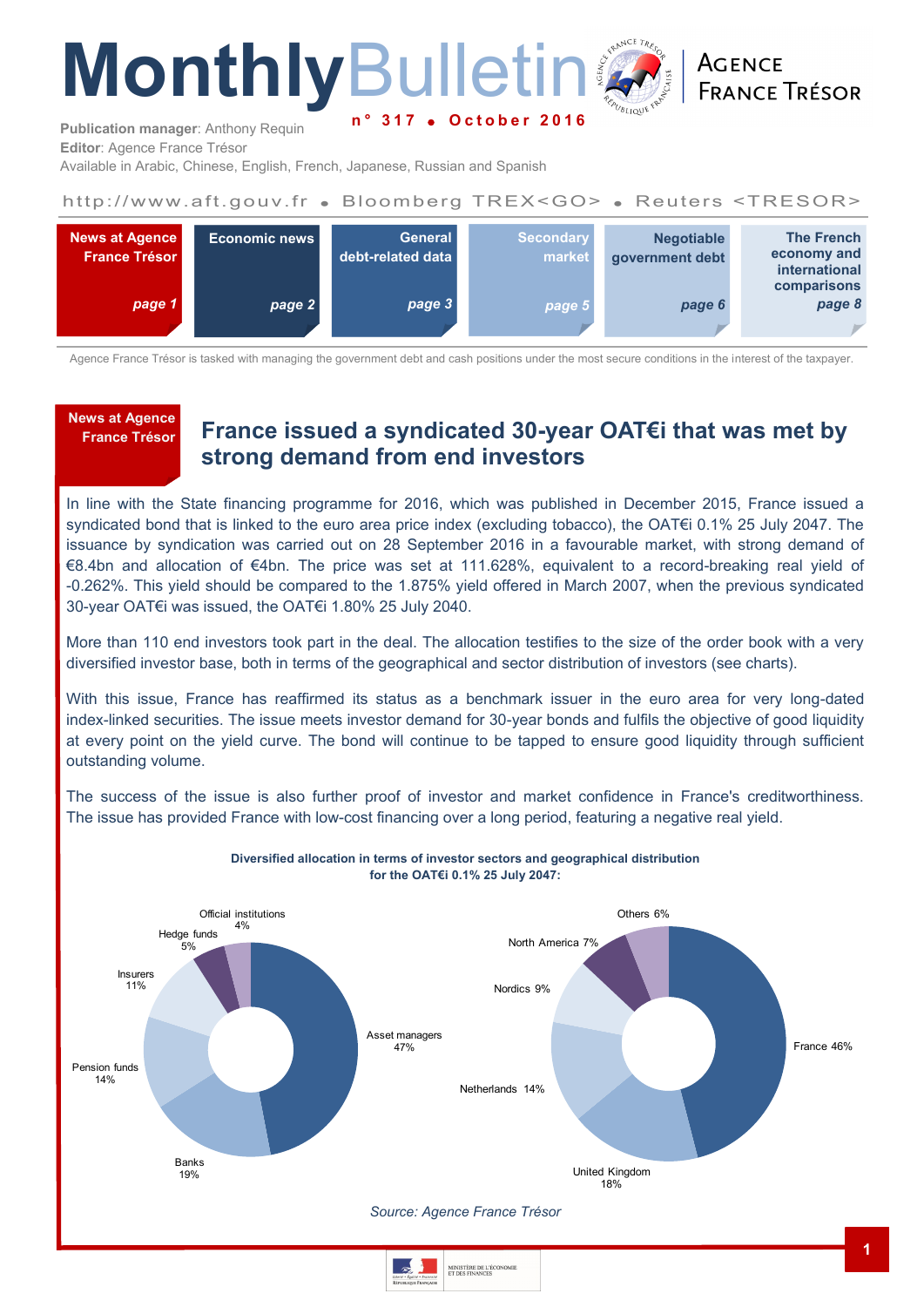# Monthly Bulletin

**n° 317 • October 2016**

AGENCE FRANCE TRÉSOR

**Publication manager**: Anthony Requin
**Editor**: Agence France Trésor
Available in Arabic, Chinese, English, French, Japanese, Russian and Spanish

http://www.aft.gouv.fr • Bloomberg TREX<GO> • Reuters <TRESOR>

| News at Agence France Trésor | Economic news | General debt-related data | Secondary market | Negotiable government debt | The French economy and international comparisons |
|---|---|---|---|---|---|
| page 1 | page 2 | page 3 | page 5 | page 6 | page 8 |

Agence France Trésor is tasked with managing the government debt and cash positions under the most secure conditions in the interest of the taxpayer.

**News at Agence France Trésor**

## France issued a syndicated 30-year OAT€i that was met by strong demand from end investors

In line with the State financing programme for 2016, which was published in December 2015, France issued a syndicated bond that is linked to the euro area price index (excluding tobacco), the OAT€i 0.1% 25 July 2047. The issuance by syndication was carried out on 28 September 2016 in a favourable market, with strong demand of €8.4bn and allocation of €4bn. The price was set at 111.628%, equivalent to a record-breaking real yield of -0.262%. This yield should be compared to the 1.875% yield offered in March 2007, when the previous syndicated 30-year OAT€i was issued, the OAT€i 1.80% 25 July 2040.

More than 110 end investors took part in the deal. The allocation testifies to the size of the order book with a very diversified investor base, both in terms of the geographical and sector distribution of investors (see charts).

With this issue, France has reaffirmed its status as a benchmark issuer in the euro area for very long-dated index-linked securities. The issue meets investor demand for 30-year bonds and fulfils the objective of good liquidity at every point on the yield curve. The bond will continue to be tapped to ensure good liquidity through sufficient outstanding volume.

The success of the issue is also further proof of investor and market confidence in France's creditworthiness. The issue has provided France with low-cost financing over a long period, featuring a negative real yield.

**Diversified allocation in terms of investor sectors and geographical distribution for the OAT€i 0.1% 25 July 2047:**

| Investor sector | Share |
|---|---|
| Asset managers | 47% |
| Banks | 19% |
| Pension funds | 14% |
| Insurers | 11% |
| Hedge funds | 5% |
| Official institutions | 4% |

| Geographical distribution | Share |
|---|---|
| France | 46% |
| United Kingdom | 18% |
| Netherlands | 14% |
| Nordics | 9% |
| North America | 7% |
| Others | 6% |

*Source: Agence France Trésor*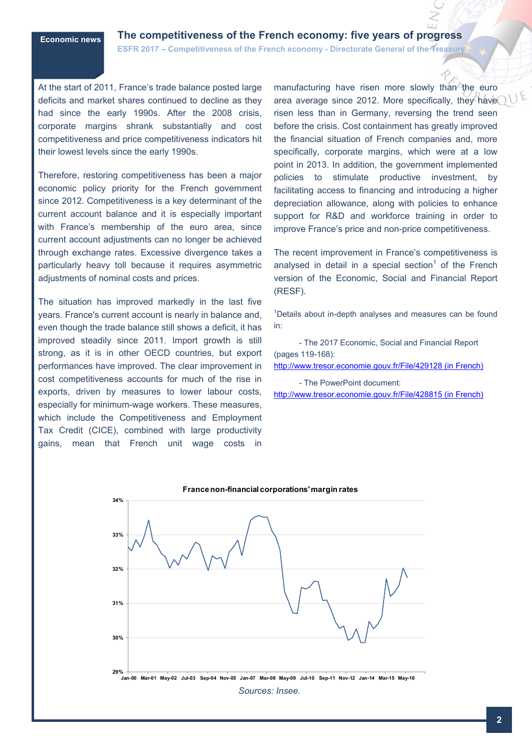Economic news

# The competitiveness of the French economy: five years of progress

**ESFR 2017 – Competitiveness of the French economy - Directorate General of the Treasury**

At the start of 2011, France's trade balance posted large deficits and market shares continued to decline as they had since the early 1990s. After the 2008 crisis, corporate margins shrank substantially and cost competitiveness and price competitiveness indicators hit their lowest levels since the early 1990s.

Therefore, restoring competitiveness has been a major economic policy priority for the French government since 2012. Competitiveness is a key determinant of the current account balance and it is especially important with France's membership of the euro area, since current account adjustments can no longer be achieved through exchange rates. Excessive divergence takes a particularly heavy toll because it requires asymmetric adjustments of nominal costs and prices.

The situation has improved markedly in the last five years. France's current account is nearly in balance and, even though the trade balance still shows a deficit, it has improved steadily since 2011. Import growth is still strong, as it is in other OECD countries, but export performances have improved. The clear improvement in cost competitiveness accounts for much of the rise in exports, driven by measures to lower labour costs, especially for minimum-wage workers. These measures, which include the Competitiveness and Employment Tax Credit (CICE), combined with large productivity gains, mean that French unit wage costs in manufacturing have risen more slowly than the euro area average since 2012. More specifically, they have risen less than in Germany, reversing the trend seen before the crisis. Cost containment has greatly improved the financial situation of French companies and, more specifically, corporate margins, which were at a low point in 2013. In addition, the government implemented policies to stimulate productive investment, by facilitating access to financing and introducing a higher depreciation allowance, along with policies to enhance support for R&D and workforce training in order to improve France's price and non-price competitiveness.

The recent improvement in France's competitiveness is analysed in detail in a special section[1] of the French version of the Economic, Social and Financial Report (RESF).

[1]Details about in-depth analyses and measures can be found in:

- The 2017 Economic, Social and Financial Report (pages 119-168):
http://www.tresor.economie.gouv.fr/File/429128 (in French)

- The PowerPoint document:
http://www.tresor.economie.gouv.fr/File/428815 (in French)

**France non-financial corporations' margin rates**

*Sources: Insee.*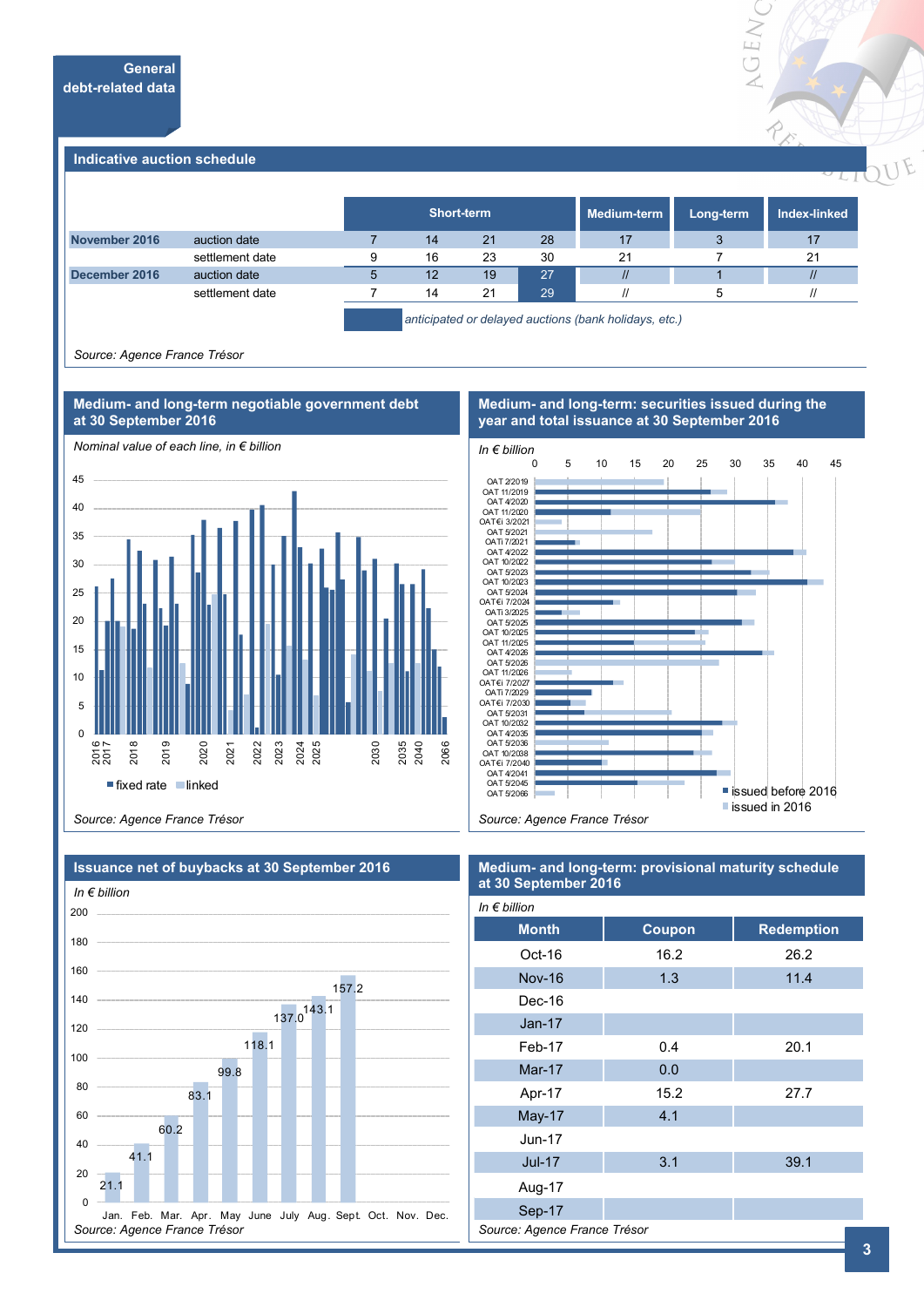## General debt-related data

### Indicative auction schedule

| | | Short-term | | | | Medium-term | Long-term | Index-linked |
|---|---|---|---|---|---|---|---|---|
| **November 2016** | auction date | 7 | 14 | 21 | 28 | 17 | 3 | 17 |
| | settlement date | 9 | 16 | 23 | 30 | 21 | 7 | 21 |
| **December 2016** | auction date | 5 | 12 | 19 | 27 | // | 1 | // |
| | settlement date | 7 | 14 | 21 | 29 | // | 5 | // |

*anticipated or delayed auctions (bank holidays, etc.)*

*Source: Agence France Trésor*

### Medium- and long-term negotiable government debt at 30 September 2016

*Nominal value of each line, in € billion*

fixed rate / linked

*Source: Agence France Trésor*

### Medium- and long-term: securities issued during the year and total issuance at 30 September 2016

*In € billion*

issued before 2016 / issued in 2016

*Source: Agence France Trésor*

### Issuance net of buybacks at 30 September 2016

*In € billion*

| Jan. | Feb. | Mar. | Apr. | May | June | July | Aug. | Sept. | Oct. | Nov. | Dec. |
|---|---|---|---|---|---|---|---|---|---|---|---|
| 21.1 | 41.1 | 60.2 | 83.1 | 99.8 | 118.1 | 137.0 | 143.1 | 157.2 | | | |

*Source: Agence France Trésor*

### Medium- and long-term: provisional maturity schedule at 30 September 2016

*In € billion*

| Month | Coupon | Redemption |
|---|---|---|
| Oct-16 | 16.2 | 26.2 |
| Nov-16 | 1.3 | 11.4 |
| Dec-16 | | |
| Jan-17 | | |
| Feb-17 | 0.4 | 20.1 |
| Mar-17 | 0.0 | |
| Apr-17 | 15.2 | 27.7 |
| May-17 | 4.1 | |
| Jun-17 | | |
| Jul-17 | 3.1 | 39.1 |
| Aug-17 | | |
| Sep-17 | | |

*Source: Agence France Trésor*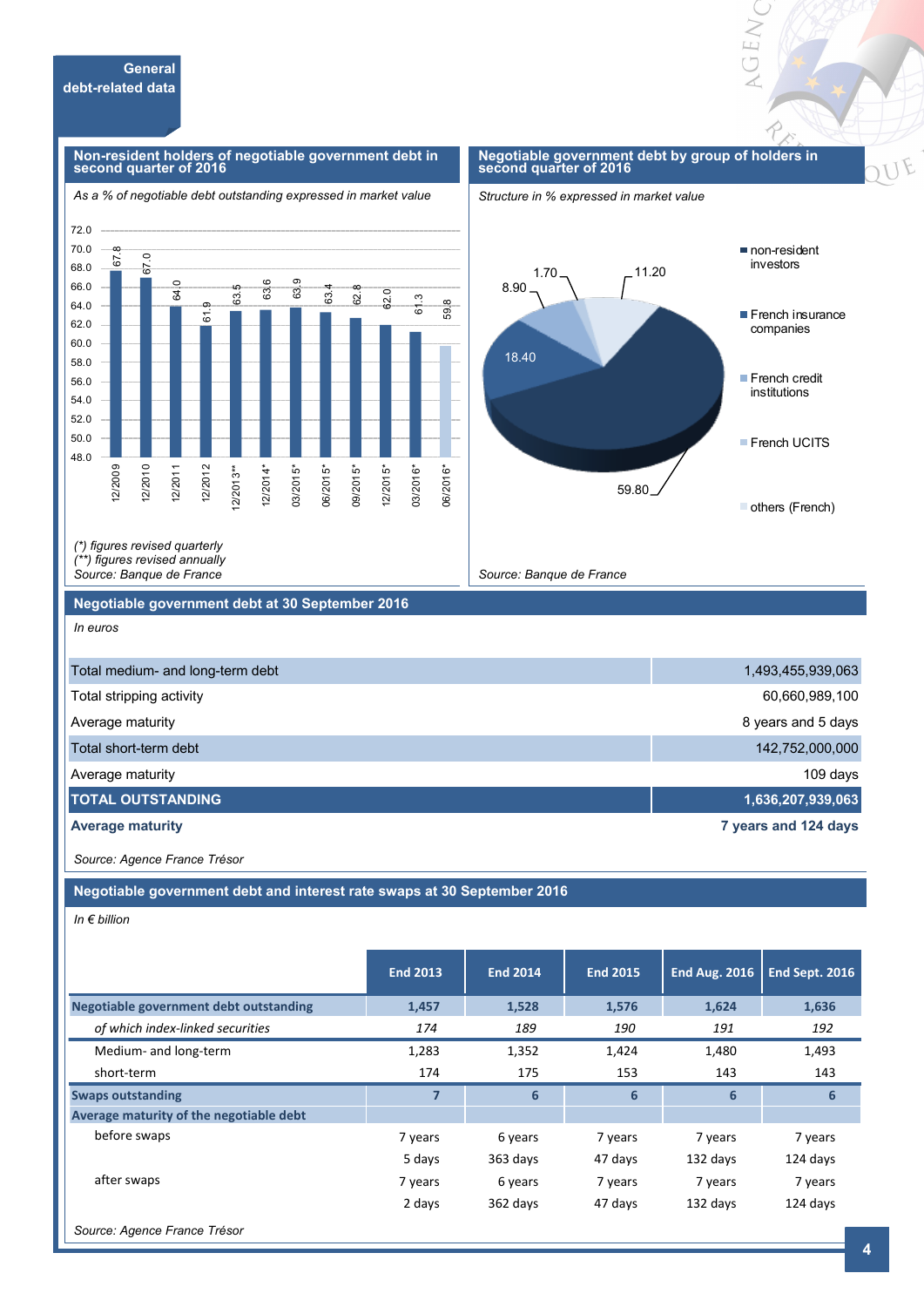## General debt-related data

### Non-resident holders of negotiable government debt in second quarter of 2016

*As a % of negotiable debt outstanding expressed in market value*

| Period | % |
|---|---|
| 12/2009 | 67.8 |
| 12/2010 | 67.0 |
| 12/2011 | 64.0 |
| 12/2012 | 61.9 |
| 12/2013** | 63.5 |
| 12/2014* | 63.6 |
| 03/2015* | 63.9 |
| 06/2015* | 63.4 |
| 09/2015* | 62.8 |
| 12/2015* | 62.0 |
| 03/2016* | 61.3 |
| 06/2016* | 59.8 |

*(\*) figures revised quarterly*
*(\*\*) figures revised annually*
*Source: Banque de France*

### Negotiable government debt by group of holders in second quarter of 2016

*Structure in % expressed in market value*

| Holders | % |
|---|---|
| non-resident investors | 59.80 |
| French insurance companies | 18.40 |
| French credit institutions | 8.90 |
| French UCITS | 1.70 |
| others (French) | 11.20 |

*Source: Banque de France*

### Negotiable government debt at 30 September 2016

*In euros*

| | |
|---|---|
| Total medium- and long-term debt | 1,493,455,939,063 |
| Total stripping activity | 60,660,989,100 |
| Average maturity | 8 years and 5 days |
| Total short-term debt | 142,752,000,000 |
| Average maturity | 109 days |
| **TOTAL OUTSTANDING** | **1,636,207,939,063** |
| **Average maturity** | **7 years and 124 days** |

*Source: Agence France Trésor*

### Negotiable government debt and interest rate swaps at 30 September 2016

*In € billion*

| | End 2013 | End 2014 | End 2015 | End Aug. 2016 | End Sept. 2016 |
|---|---|---|---|---|---|
| **Negotiable government debt outstanding** | **1,457** | **1,528** | **1,576** | **1,624** | **1,636** |
| *of which index-linked securities* | *174* | *189* | *190* | *191* | *192* |
| Medium- and long-term | 1,283 | 1,352 | 1,424 | 1,480 | 1,493 |
| short-term | 174 | 175 | 153 | 143 | 143 |
| **Swaps outstanding** | **7** | **6** | **6** | **6** | **6** |
| **Average maturity of the negotiable debt** | | | | | |
| before swaps | 7 years | 6 years | 7 years | 7 years | 7 years |
| | 5 days | 363 days | 47 days | 132 days | 124 days |
| after swaps | 7 years | 6 years | 7 years | 7 years | 7 years |
| | 2 days | 362 days | 47 days | 132 days | 124 days |

*Source: Agence France Trésor*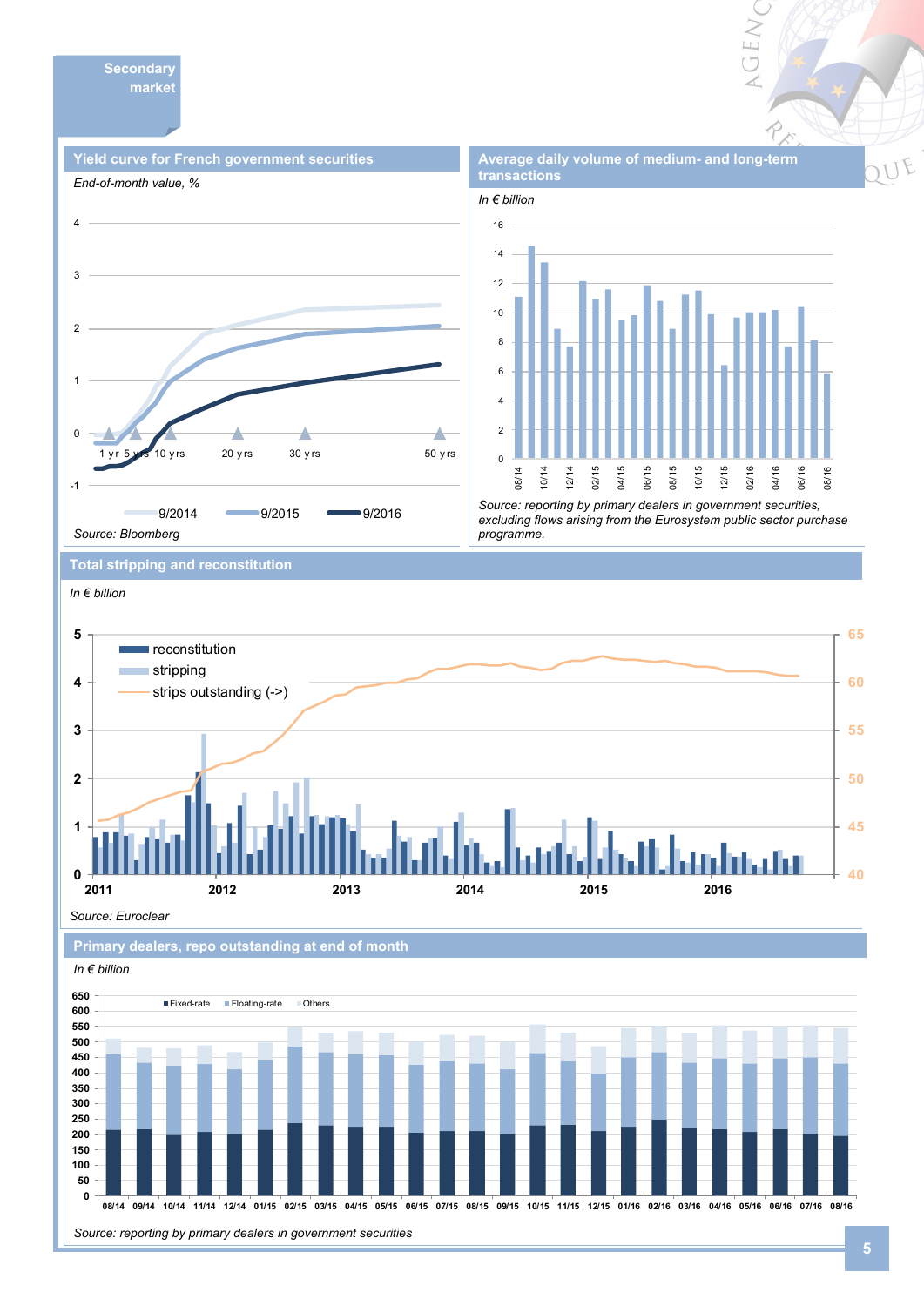## Secondary market

### Yield curve for French government securities

*End-of-month value, %*

9/2014 · 9/2015 · 9/2016

1 yr · 5 yrs · 10 yrs · 20 yrs · 30 yrs · 50 yrs

*Source: Bloomberg*

### Average daily volume of medium- and long-term transactions

*In € billion*

*Source: reporting by primary dealers in government securities, excluding flows arising from the Eurosystem public sector purchase programme.*

### Total stripping and reconstitution

*In € billion*

reconstitution · stripping · strips outstanding (->)

*Source: Euroclear*

### Primary dealers, repo outstanding at end of month

*In € billion*

Fixed-rate · Floating-rate · Others

*Source: reporting by primary dealers in government securities*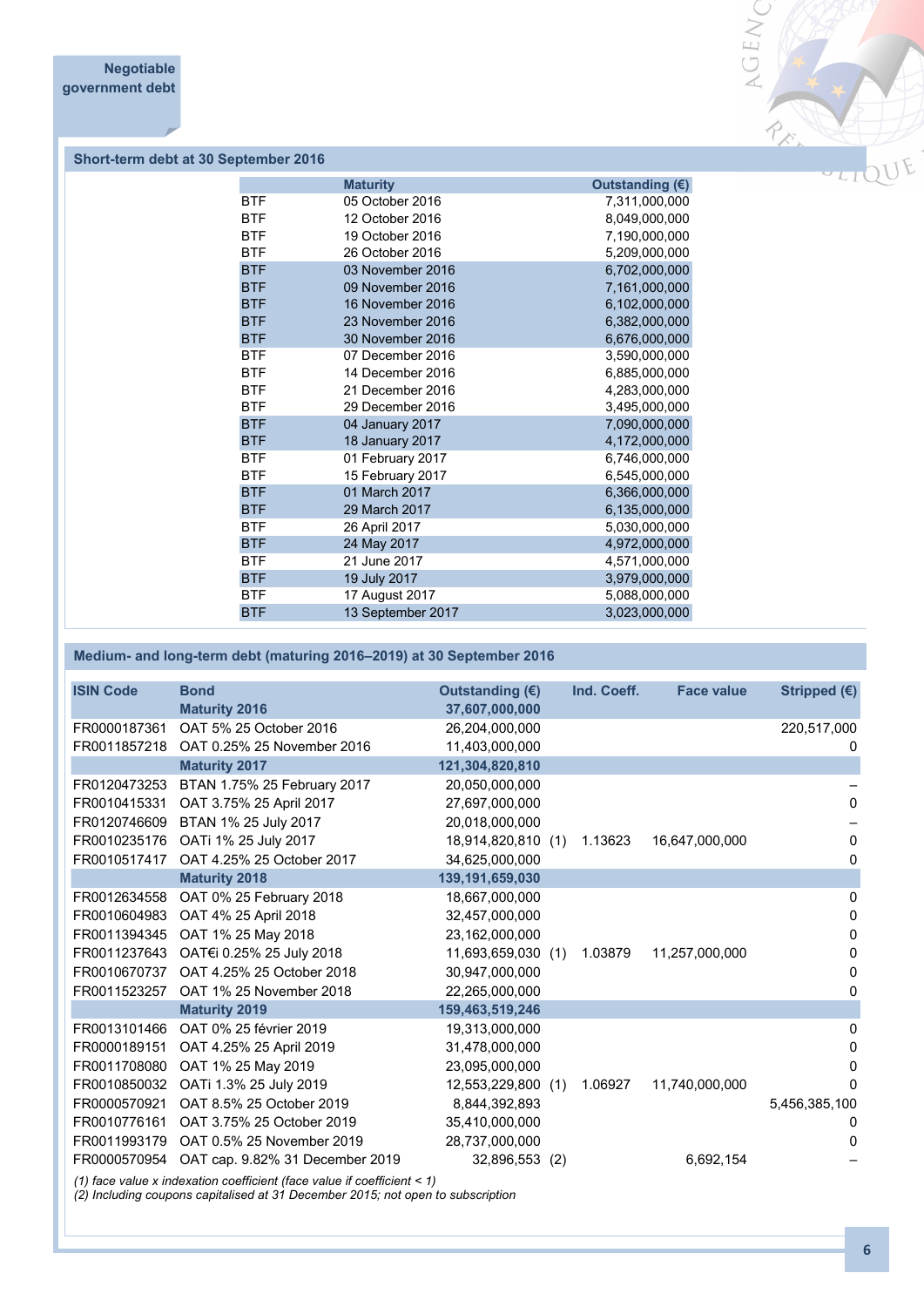## Negotiable government debt

### Short-term debt at 30 September 2016

| | Maturity | Outstanding (€) |
|---|---|---|
| BTF | 05 October 2016 | 7,311,000,000 |
| BTF | 12 October 2016 | 8,049,000,000 |
| BTF | 19 October 2016 | 7,190,000,000 |
| BTF | 26 October 2016 | 5,209,000,000 |
| BTF | 03 November 2016 | 6,702,000,000 |
| BTF | 09 November 2016 | 7,161,000,000 |
| BTF | 16 November 2016 | 6,102,000,000 |
| BTF | 23 November 2016 | 6,382,000,000 |
| BTF | 30 November 2016 | 6,676,000,000 |
| BTF | 07 December 2016 | 3,590,000,000 |
| BTF | 14 December 2016 | 6,885,000,000 |
| BTF | 21 December 2016 | 4,283,000,000 |
| BTF | 29 December 2016 | 3,495,000,000 |
| BTF | 04 January 2017 | 7,090,000,000 |
| BTF | 18 January 2017 | 4,172,000,000 |
| BTF | 01 February 2017 | 6,746,000,000 |
| BTF | 15 February 2017 | 6,545,000,000 |
| BTF | 01 March 2017 | 6,366,000,000 |
| BTF | 29 March 2017 | 6,135,000,000 |
| BTF | 26 April 2017 | 5,030,000,000 |
| BTF | 24 May 2017 | 4,972,000,000 |
| BTF | 21 June 2017 | 4,571,000,000 |
| BTF | 19 July 2017 | 3,979,000,000 |
| BTF | 17 August 2017 | 5,088,000,000 |
| BTF | 13 September 2017 | 3,023,000,000 |

### Medium- and long-term debt (maturing 2016–2019) at 30 September 2016

| ISIN Code | Bond | Outstanding (€) | | Ind. Coeff. | Face value | Stripped (€) |
|---|---|---|---|---|---|---|
| | **Maturity 2016** | **37,607,000,000** | | | | |
| FR0000187361 | OAT 5% 25 October 2016 | 26,204,000,000 | | | | 220,517,000 |
| FR0011857218 | OAT 0.25% 25 November 2016 | 11,403,000,000 | | | | 0 |
| | **Maturity 2017** | **121,304,820,810** | | | | |
| FR0120473253 | BTAN 1.75% 25 February 2017 | 20,050,000,000 | | | | – |
| FR0010415331 | OAT 3.75% 25 April 2017 | 27,697,000,000 | | | | 0 |
| FR0120746609 | BTAN 1% 25 July 2017 | 20,018,000,000 | | | | – |
| FR0010235176 | OATi 1% 25 July 2017 | 18,914,820,810 | (1) | 1.13623 | 16,647,000,000 | 0 |
| FR0010517417 | OAT 4.25% 25 October 2017 | 34,625,000,000 | | | | 0 |
| | **Maturity 2018** | **139,191,659,030** | | | | |
| FR0012634558 | OAT 0% 25 February 2018 | 18,667,000,000 | | | | 0 |
| FR0010604983 | OAT 4% 25 April 2018 | 32,457,000,000 | | | | 0 |
| FR0011394345 | OAT 1% 25 May 2018 | 23,162,000,000 | | | | 0 |
| FR0011237643 | OAT€i 0.25% 25 July 2018 | 11,693,659,030 | (1) | 1.03879 | 11,257,000,000 | 0 |
| FR0010670737 | OAT 4.25% 25 October 2018 | 30,947,000,000 | | | | 0 |
| FR0011523257 | OAT 1% 25 November 2018 | 22,265,000,000 | | | | 0 |
| | **Maturity 2019** | **159,463,519,246** | | | | |
| FR0013101466 | OAT 0% 25 février 2019 | 19,313,000,000 | | | | 0 |
| FR0000189151 | OAT 4.25% 25 April 2019 | 31,478,000,000 | | | | 0 |
| FR0011708080 | OAT 1% 25 May 2019 | 23,095,000,000 | | | | 0 |
| FR0010850032 | OATi 1.3% 25 July 2019 | 12,553,229,800 | (1) | 1.06927 | 11,740,000,000 | 0 |
| FR0000570921 | OAT 8.5% 25 October 2019 | 8,844,392,893 | | | | 5,456,385,100 |
| FR0010776161 | OAT 3.75% 25 October 2019 | 35,410,000,000 | | | | 0 |
| FR0011993179 | OAT 0.5% 25 November 2019 | 28,737,000,000 | | | | 0 |
| FR0000570954 | OAT cap. 9.82% 31 December 2019 | 32,896,553 | (2) | | 6,692,154 | – |

*(1) face value x indexation coefficient (face value if coefficient < 1)*
*(2) Including coupons capitalised at 31 December 2015; not open to subscription*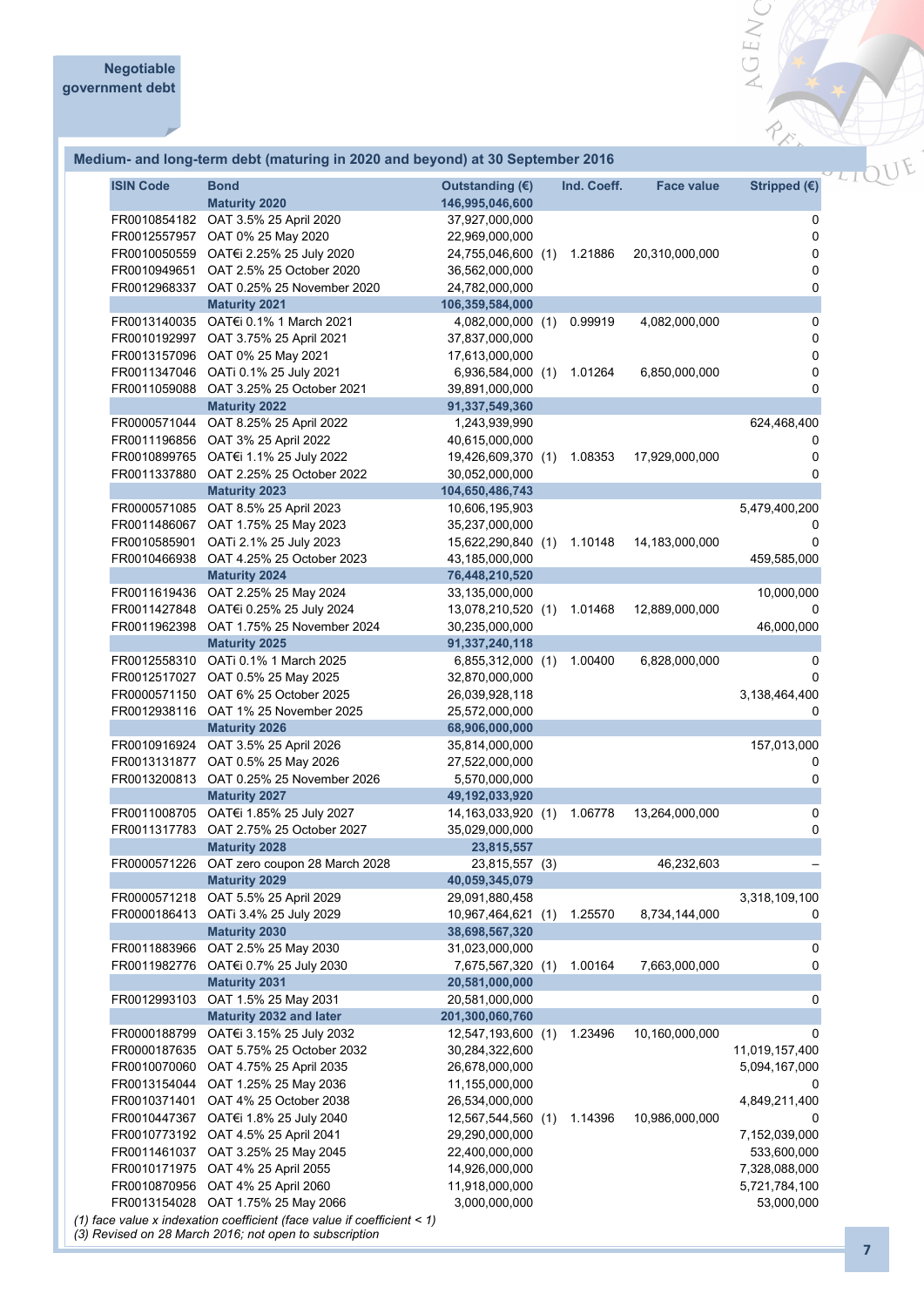## Negotiable government debt

### Medium- and long-term debt (maturing in 2020 and beyond) at 30 September 2016

| ISIN Code | Bond | Outstanding (€) | | Ind. Coeff. | Face value | Stripped (€) |
|---|---|---|---|---|---|---|
| | **Maturity 2020** | **146,995,046,600** | | | | |
| FR0010854182 | OAT 3.5% 25 April 2020 | 37,927,000,000 | | | | 0 |
| FR0012557957 | OAT 0% 25 May 2020 | 22,969,000,000 | | | | 0 |
| FR0010050559 | OAT€i 2.25% 25 July 2020 | 24,755,046,600 | (1) | 1.21886 | 20,310,000,000 | 0 |
| FR0010949651 | OAT 2.5% 25 October 2020 | 36,562,000,000 | | | | 0 |
| FR0012968337 | OAT 0.25% 25 November 2020 | 24,782,000,000 | | | | 0 |
| | **Maturity 2021** | **106,359,584,000** | | | | |
| FR0013140035 | OAT€i 0.1% 1 March 2021 | 4,082,000,000 | (1) | 0.99919 | 4,082,000,000 | 0 |
| FR0010192997 | OAT 3.75% 25 April 2021 | 37,837,000,000 | | | | 0 |
| FR0013157096 | OAT 0% 25 May 2021 | 17,613,000,000 | | | | 0 |
| FR0011347046 | OATi 0.1% 25 July 2021 | 6,936,584,000 | (1) | 1.01264 | 6,850,000,000 | 0 |
| FR0011059088 | OAT 3.25% 25 October 2021 | 39,891,000,000 | | | | 0 |
| | **Maturity 2022** | **91,337,549,360** | | | | |
| FR0000571044 | OAT 8.25% 25 April 2022 | 1,243,939,990 | | | | 624,468,400 |
| FR0011196856 | OAT 3% 25 April 2022 | 40,615,000,000 | | | | 0 |
| FR0010899765 | OAT€i 1.1% 25 July 2022 | 19,426,609,370 | (1) | 1.08353 | 17,929,000,000 | 0 |
| FR0011337880 | OAT 2.25% 25 October 2022 | 30,052,000,000 | | | | 0 |
| | **Maturity 2023** | **104,650,486,743** | | | | |
| FR0000571085 | OAT 8.5% 25 April 2023 | 10,606,195,903 | | | | 5,479,400,200 |
| FR0011486067 | OAT 1.75% 25 May 2023 | 35,237,000,000 | | | | 0 |
| FR0010585901 | OATi 2.1% 25 July 2023 | 15,622,290,840 | (1) | 1.10148 | 14,183,000,000 | 0 |
| FR0010466938 | OAT 4.25% 25 October 2023 | 43,185,000,000 | | | | 459,585,000 |
| | **Maturity 2024** | **76,448,210,520** | | | | |
| FR0011619436 | OAT 2.25% 25 May 2024 | 33,135,000,000 | | | | 10,000,000 |
| FR0011427848 | OAT€i 0.25% 25 July 2024 | 13,078,210,520 | (1) | 1.01468 | 12,889,000,000 | 0 |
| FR0011962398 | OAT 1.75% 25 November 2024 | 30,235,000,000 | | | | 46,000,000 |
| | **Maturity 2025** | **91,337,240,118** | | | | |
| FR0012558310 | OATi 0.1% 1 March 2025 | 6,855,312,000 | (1) | 1.00400 | 6,828,000,000 | 0 |
| FR0012517027 | OAT 0.5% 25 May 2025 | 32,870,000,000 | | | | 0 |
| FR0000571150 | OAT 6% 25 October 2025 | 26,039,928,118 | | | | 3,138,464,400 |
| FR0012938116 | OAT 1% 25 November 2025 | 25,572,000,000 | | | | 0 |
| | **Maturity 2026** | **68,906,000,000** | | | | |
| FR0010916924 | OAT 3.5% 25 April 2026 | 35,814,000,000 | | | | 157,013,000 |
| FR0013131877 | OAT 0.5% 25 May 2026 | 27,522,000,000 | | | | 0 |
| FR0013200813 | OAT 0.25% 25 November 2026 | 5,570,000,000 | | | | 0 |
| | **Maturity 2027** | **49,192,033,920** | | | | |
| FR0011008705 | OAT€i 1.85% 25 July 2027 | 14,163,033,920 | (1) | 1.06778 | 13,264,000,000 | 0 |
| FR0011317783 | OAT 2.75% 25 October 2027 | 35,029,000,000 | | | | 0 |
| | **Maturity 2028** | **23,815,557** | | | | |
| FR0000571226 | OAT zero coupon 28 March 2028 | 23,815,557 | (3) | | 46,232,603 | – |
| | **Maturity 2029** | **40,059,345,079** | | | | |
| FR0000571218 | OAT 5.5% 25 April 2029 | 29,091,880,458 | | | | 3,318,109,100 |
| FR0000186413 | OATi 3.4% 25 July 2029 | 10,967,464,621 | (1) | 1.25570 | 8,734,144,000 | 0 |
| | **Maturity 2030** | **38,698,567,320** | | | | |
| FR0011883966 | OAT 2.5% 25 May 2030 | 31,023,000,000 | | | | 0 |
| FR0011982776 | OAT€i 0.7% 25 July 2030 | 7,675,567,320 | (1) | 1.00164 | 7,663,000,000 | 0 |
| | **Maturity 2031** | **20,581,000,000** | | | | |
| FR0012993103 | OAT 1.5% 25 May 2031 | 20,581,000,000 | | | | 0 |
| | **Maturity 2032 and later** | **201,300,060,760** | | | | |
| FR0000188799 | OAT€i 3.15% 25 July 2032 | 12,547,193,600 | (1) | 1.23496 | 10,160,000,000 | 0 |
| FR0000187635 | OAT 5.75% 25 October 2032 | 30,284,322,600 | | | | 11,019,157,400 |
| FR0010070060 | OAT 4.75% 25 April 2035 | 26,678,000,000 | | | | 5,094,167,000 |
| FR0013154044 | OAT 1.25% 25 May 2036 | 11,155,000,000 | | | | 0 |
| FR0010371401 | OAT 4% 25 October 2038 | 26,534,000,000 | | | | 4,849,211,400 |
| FR0010447367 | OAT€i 1.8% 25 July 2040 | 12,567,544,560 | (1) | 1.14396 | 10,986,000,000 | 0 |
| FR0010773192 | OAT 4.5% 25 April 2041 | 29,290,000,000 | | | | 7,152,039,000 |
| FR0011461037 | OAT 3.25% 25 May 2045 | 22,400,000,000 | | | | 533,600,000 |
| FR0010171975 | OAT 4% 25 April 2055 | 14,926,000,000 | | | | 7,328,088,000 |
| FR0010870956 | OAT 4% 25 April 2060 | 11,918,000,000 | | | | 5,721,784,100 |
| FR0013154028 | OAT 1.75% 25 May 2066 | 3,000,000,000 | | | | 53,000,000 |

*(1) face value x indexation coefficient (face value if coefficient < 1)*
*(3) Revised on 28 March 2016; not open to subscription*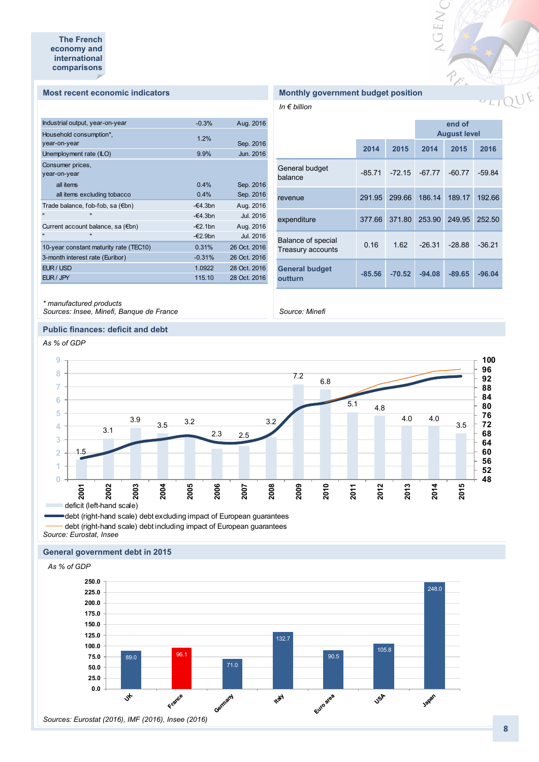## The French economy and international comparisons

### Most recent economic indicators

| | | |
|---|---|---|
| Industrial output, year-on-year | -0.3% | Aug. 2016 |
| Household consumption*, year-on-year | 1.2% | Sep. 2016 |
| Unemployment rate (ILO) | 9.9% | Jun. 2016 |
| Consumer prices, year-on-year | | |
| all items | 0.4% | Sep. 2016 |
| all items excluding tobacco | 0.4% | Sep. 2016 |
| Trade balance, fob-fob, sa (€bn) | -€4.3bn | Aug. 2016 |
| " " | -€4.3bn | Jul. 2016 |
| Current account balance, sa (€bn) | -€2.1bn | Aug. 2016 |
| " " | -€2.9bn | Jul. 2016 |
| 10-year constant maturity rate (TEC10) | 0.31% | 26 Oct. 2016 |
| 3-month interest rate (Euribor) | -0.31% | 26 Oct. 2016 |
| EUR / USD | 1.0922 | 28 Oct. 2016 |
| EUR / JPY | 115.10 | 28 Oct. 2016 |

* manufactured products
Sources: Insee, Minefi, Banque de France

### Monthly government budget position

*In € billion*

| | | | end of August level | | |
|---|---|---|---|---|---|
| | 2014 | 2015 | 2014 | 2015 | 2016 |
| General budget balance | -85.71 | -72.15 | -67.77 | -60.77 | -59.84 |
| revenue | 291.95 | 299.66 | 186.14 | 189.17 | 192.66 |
| expenditure | 377.66 | 371.80 | 253.90 | 249.95 | 252.50 |
| Balance of special Treasury accounts | 0.16 | 1.62 | -26.31 | -28.88 | -36.21 |
| **General budget outturn** | **-85.56** | **-70.52** | **-94.08** | **-89.65** | **-96.04** |

*Source: Minefi*

### Public finances: deficit and debt

*As % of GDP*

| Year | 2001 | 2002 | 2003 | 2004 | 2005 | 2006 | 2007 | 2008 | 2009 | 2010 | 2011 | 2012 | 2013 | 2014 | 2015 |
|---|---|---|---|---|---|---|---|---|---|---|---|---|---|---|---|
| Deficit (left-hand scale) | 1.5 | 3.1 | 3.9 | 3.5 | 3.2 | 2.3 | 2.5 | 3.2 | 7.2 | 6.8 | 5.1 | 4.8 | 4.0 | 4.0 | 3.5 |

deficit (left-hand scale)
debt (right-hand scale) debt excluding impact of European guarantees
debt (right-hand scale) debt including impact of European guarantees
Source: Eurostat, Insee

### General government debt in 2015

*As % of GDP*

| UK | France | Germany | Italy | Euro area | USA | Japan |
|---|---|---|---|---|---|---|
| 89.0 | 96.1 | 71.0 | 132.7 | 90.5 | 105.8 | 248.0 |

*Sources: Eurostat (2016), IMF (2016), Insee (2016)*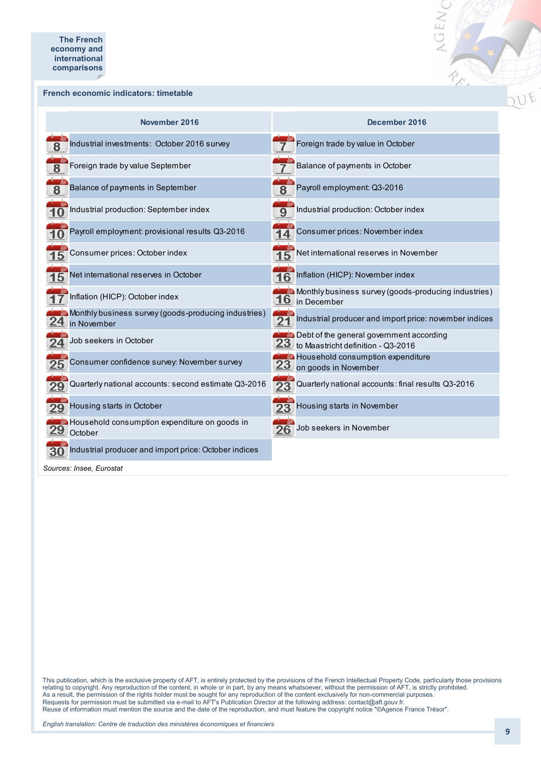The French economy and international comparisons

## French economic indicators: timetable

| November 2016 | | December 2016 | |
|---|---|---|---|
| 8 | Industrial investments: October 2016 survey | 7 | Foreign trade by value in October |
| 8 | Foreign trade by value September | 7 | Balance of payments in October |
| 8 | Balance of payments in September | 8 | Payroll employment: Q3-2016 |
| 10 | Industrial production: September index | 9 | Industrial production: October index |
| 10 | Payroll employment: provisional results Q3-2016 | 14 | Consumer prices: November index |
| 15 | Consumer prices: October index | 15 | Net international reserves in November |
| 15 | Net international reserves in October | 16 | Inflation (HICP): November index |
| 17 | Inflation (HICP): October index | 16 | Monthly business survey (goods-producing industries) in December |
| 24 | Monthly business survey (goods-producing industries) in November | 21 | Industrial producer and import price: november indices |
| 24 | Job seekers in October | 23 | Debt of the general government according to Maastricht definition - Q3-2016 |
| 25 | Consumer confidence survey: November survey | 23 | Household consumption expenditure on goods in November |
| 29 | Quarterly national accounts: second estimate Q3-2016 | 23 | Quarterly national accounts: final results Q3-2016 |
| 29 | Housing starts in October | 23 | Housing starts in November |
| 29 | Household consumption expenditure on goods in October | 26 | Job seekers in November |
| 30 | Industrial producer and import price: October indices | | |

*Sources: Insee, Eurostat*

This publication, which is the exclusive property of AFT, is entirely protected by the provisions of the French Intellectual Property Code, particularly those provisions relating to copyright. Any reproduction of the content, in whole or in part, by any means whatsoever, without the permission of AFT, is strictly prohibited.
As a result, the permission of the rights holder must be sought for any reproduction of the content exclusively for non-commercial purposes.
Requests for permission must be submitted via e-mail to AFT's Publication Director at the following address: contact@aft.gouv.fr.
Reuse of information must mention the source and the date of the reproduction, and must feature the copyright notice "©Agence France Trésor".

*English translation: Centre de traduction des ministères économiques et financiers*